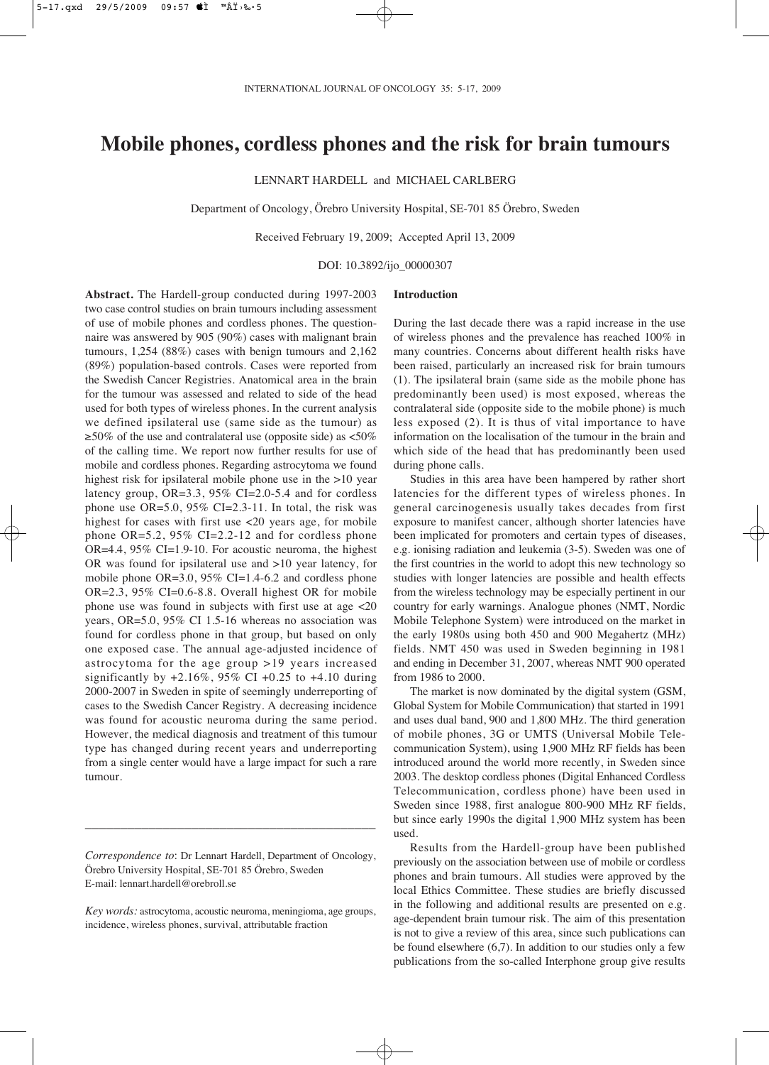# Mobile phones, cordless phones and the risk for brain tumours

LENNART HARDELL and MICHAEL CARLBERG

Department of Oncology, Örebro University Hospital, SE-701 85 Örebro, Sweden

Received February 19, 2009; Accepted April 13, 2009

DOI: 10.3892/ijo_00000307

**Abstract.** The Hardell-group conducted during 1997-2003 two case control studies on brain tumours including assessment of use of mobile phones and cordless phones. The questionnaire was answered by 905 (90%) cases with malignant brain tumours, 1,254 (88%) cases with benign tumours and 2,162 (89%) population-based controls. Cases were reported from the Swedish Cancer Registries. Anatomical area in the brain for the tumour was assessed and related to side of the head used for both types of wireless phones. In the current analysis we defined ipsilateral use (same side as the tumour) as ≥50% of the use and contralateral use (opposite side) as <50% of the calling time. We report now further results for use of mobile and cordless phones. Regarding astrocytoma we found highest risk for ipsilateral mobile phone use in the >10 year latency group, OR=3.3, 95% CI=2.0-5.4 and for cordless phone use OR=5.0, 95% CI=2.3-11. In total, the risk was highest for cases with first use <20 years age, for mobile phone OR=5.2, 95% CI=2.2-12 and for cordless phone OR=4.4, 95% CI=1.9-10. For acoustic neuroma, the highest OR was found for ipsilateral use and >10 year latency, for mobile phone OR=3.0, 95% CI=1.4-6.2 and cordless phone OR=2.3, 95% CI=0.6-8.8. Overall highest OR for mobile phone use was found in subjects with first use at age <20 years, OR=5.0, 95% CI 1.5-16 whereas no association was found for cordless phone in that group, but based on only one exposed case. The annual age-adjusted incidence of astrocytoma for the age group >19 years increased significantly by +2.16%, 95% CI +0.25 to +4.10 during 2000-2007 in Sweden in spite of seemingly underreporting of cases to the Swedish Cancer Registry. A decreasing incidence was found for acoustic neuroma during the same period. However, the medical diagnosis and treatment of this tumour type has changed during recent years and underreporting from a single center would have a large impact for such a rare tumour.

*Correspondence to*: Dr Lennart Hardell, Department of Oncology, Örebro University Hospital, SE-701 85 Örebro, Sweden
E-mail: lennart.hardell@orebroll.se

*Key words:* astrocytoma, acoustic neuroma, meningioma, age groups, incidence, wireless phones, survival, attributable fraction

## Introduction

During the last decade there was a rapid increase in the use of wireless phones and the prevalence has reached 100% in many countries. Concerns about different health risks have been raised, particularly an increased risk for brain tumours (1). The ipsilateral brain (same side as the mobile phone has predominantly been used) is most exposed, whereas the contralateral side (opposite side to the mobile phone) is much less exposed (2). It is thus of vital importance to have information on the localisation of the tumour in the brain and which side of the head that has predominantly been used during phone calls.

Studies in this area have been hampered by rather short latencies for the different types of wireless phones. In general carcinogenesis usually takes decades from first exposure to manifest cancer, although shorter latencies have been implicated for promoters and certain types of diseases, e.g. ionising radiation and leukemia (3-5). Sweden was one of the first countries in the world to adopt this new technology so studies with longer latencies are possible and health effects from the wireless technology may be especially pertinent in our country for early warnings. Analogue phones (NMT, Nordic Mobile Telephone System) were introduced on the market in the early 1980s using both 450 and 900 Megahertz (MHz) fields. NMT 450 was used in Sweden beginning in 1981 and ending in December 31, 2007, whereas NMT 900 operated from 1986 to 2000.

The market is now dominated by the digital system (GSM, Global System for Mobile Communication) that started in 1991 and uses dual band, 900 and 1,800 MHz. The third generation of mobile phones, 3G or UMTS (Universal Mobile Telecommunication System), using 1,900 MHz RF fields has been introduced around the world more recently, in Sweden since 2003. The desktop cordless phones (Digital Enhanced Cordless Telecommunication, cordless phone) have been used in Sweden since 1988, first analogue 800-900 MHz RF fields, but since early 1990s the digital 1,900 MHz system has been used.

Results from the Hardell-group have been published previously on the association between use of mobile or cordless phones and brain tumours. All studies were approved by the local Ethics Committee. These studies are briefly discussed in the following and additional results are presented on e.g. age-dependent brain tumour risk. The aim of this presentation is not to give a review of this area, since such publications can be found elsewhere (6,7). In addition to our studies only a few publications from the so-called Interphone group give results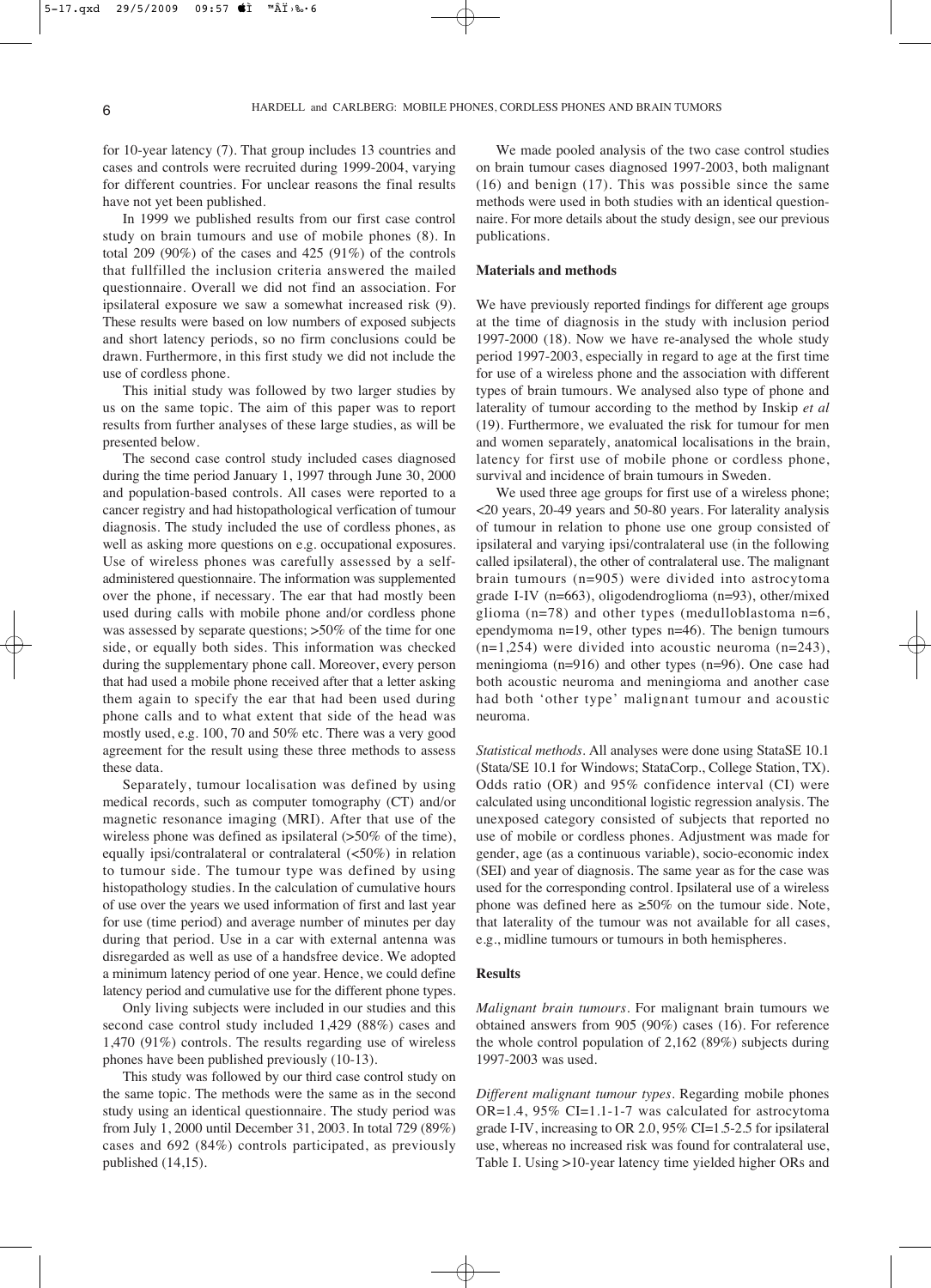for 10-year latency (7). That group includes 13 countries and cases and controls were recruited during 1999-2004, varying for different countries. For unclear reasons the final results have not yet been published.

In 1999 we published results from our first case control study on brain tumours and use of mobile phones (8). In total 209 (90%) of the cases and 425 (91%) of the controls that fullfilled the inclusion criteria answered the mailed questionnaire. Overall we did not find an association. For ipsilateral exposure we saw a somewhat increased risk (9). These results were based on low numbers of exposed subjects and short latency periods, so no firm conclusions could be drawn. Furthermore, in this first study we did not include the use of cordless phone.

This initial study was followed by two larger studies by us on the same topic. The aim of this paper was to report results from further analyses of these large studies, as will be presented below.

The second case control study included cases diagnosed during the time period January 1, 1997 through June 30, 2000 and population-based controls. All cases were reported to a cancer registry and had histopathological verfication of tumour diagnosis. The study included the use of cordless phones, as well as asking more questions on e.g. occupational exposures. Use of wireless phones was carefully assessed by a self-administered questionnaire. The information was supplemented over the phone, if necessary. The ear that had mostly been used during calls with mobile phone and/or cordless phone was assessed by separate questions; >50% of the time for one side, or equally both sides. This information was checked during the supplementary phone call. Moreover, every person that had used a mobile phone received after that a letter asking them again to specify the ear that had been used during phone calls and to what extent that side of the head was mostly used, e.g. 100, 70 and 50% etc. There was a very good agreement for the result using these three methods to assess these data.

Separately, tumour localisation was defined by using medical records, such as computer tomography (CT) and/or magnetic resonance imaging (MRI). After that use of the wireless phone was defined as ipsilateral (>50% of the time), equally ipsi/contralateral or contralateral (<50%) in relation to tumour side. The tumour type was defined by using histopathology studies. In the calculation of cumulative hours of use over the years we used information of first and last year for use (time period) and average number of minutes per day during that period. Use in a car with external antenna was disregarded as well as use of a handsfree device. We adopted a minimum latency period of one year. Hence, we could define latency period and cumulative use for the different phone types.

Only living subjects were included in our studies and this second case control study included 1,429 (88%) cases and 1,470 (91%) controls. The results regarding use of wireless phones have been published previously (10-13).

This study was followed by our third case control study on the same topic. The methods were the same as in the second study using an identical questionnaire. The study period was from July 1, 2000 until December 31, 2003. In total 729 (89%) cases and 692 (84%) controls participated, as previously published (14,15).

We made pooled analysis of the two case control studies on brain tumour cases diagnosed 1997-2003, both malignant (16) and benign (17). This was possible since the same methods were used in both studies with an identical questionnaire. For more details about the study design, see our previous publications.

## Materials and methods

We have previously reported findings for different age groups at the time of diagnosis in the study with inclusion period 1997-2000 (18). Now we have re-analysed the whole study period 1997-2003, especially in regard to age at the first time for use of a wireless phone and the association with different types of brain tumours. We analysed also type of phone and laterality of tumour according to the method by Inskip *et al* (19). Furthermore, we evaluated the risk for tumour for men and women separately, anatomical localisations in the brain, latency for first use of mobile phone or cordless phone, survival and incidence of brain tumours in Sweden.

We used three age groups for first use of a wireless phone; <20 years, 20-49 years and 50-80 years. For laterality analysis of tumour in relation to phone use one group consisted of ipsilateral and varying ipsi/contralateral use (in the following called ipsilateral), the other of contralateral use. The malignant brain tumours (n=905) were divided into astrocytoma grade I-IV (n=663), oligodendroglioma (n=93), other/mixed glioma (n=78) and other types (medulloblastoma n=6, ependymoma n=19, other types n=46). The benign tumours (n=1,254) were divided into acoustic neuroma (n=243), meningioma (n=916) and other types (n=96). One case had both acoustic neuroma and meningioma and another case had both 'other type' malignant tumour and acoustic neuroma.

*Statistical methods.* All analyses were done using StataSE 10.1 (Stata/SE 10.1 for Windows; StataCorp., College Station, TX). Odds ratio (OR) and 95% confidence interval (CI) were calculated using unconditional logistic regression analysis. The unexposed category consisted of subjects that reported no use of mobile or cordless phones. Adjustment was made for gender, age (as a continuous variable), socio-economic index (SEI) and year of diagnosis. The same year as for the case was used for the corresponding control. Ipsilateral use of a wireless phone was defined here as ≥50% on the tumour side. Note, that laterality of the tumour was not available for all cases, e.g., midline tumours or tumours in both hemispheres.

## Results

*Malignant brain tumours.* For malignant brain tumours we obtained answers from 905 (90%) cases (16). For reference the whole control population of 2,162 (89%) subjects during 1997-2003 was used.

*Different malignant tumour types.* Regarding mobile phones OR=1.4, 95% CI=1.1-1-7 was calculated for astrocytoma grade I-IV, increasing to OR 2.0, 95% CI=1.5-2.5 for ipsilateral use, whereas no increased risk was found for contralateral use, Table I. Using >10-year latency time yielded higher ORs and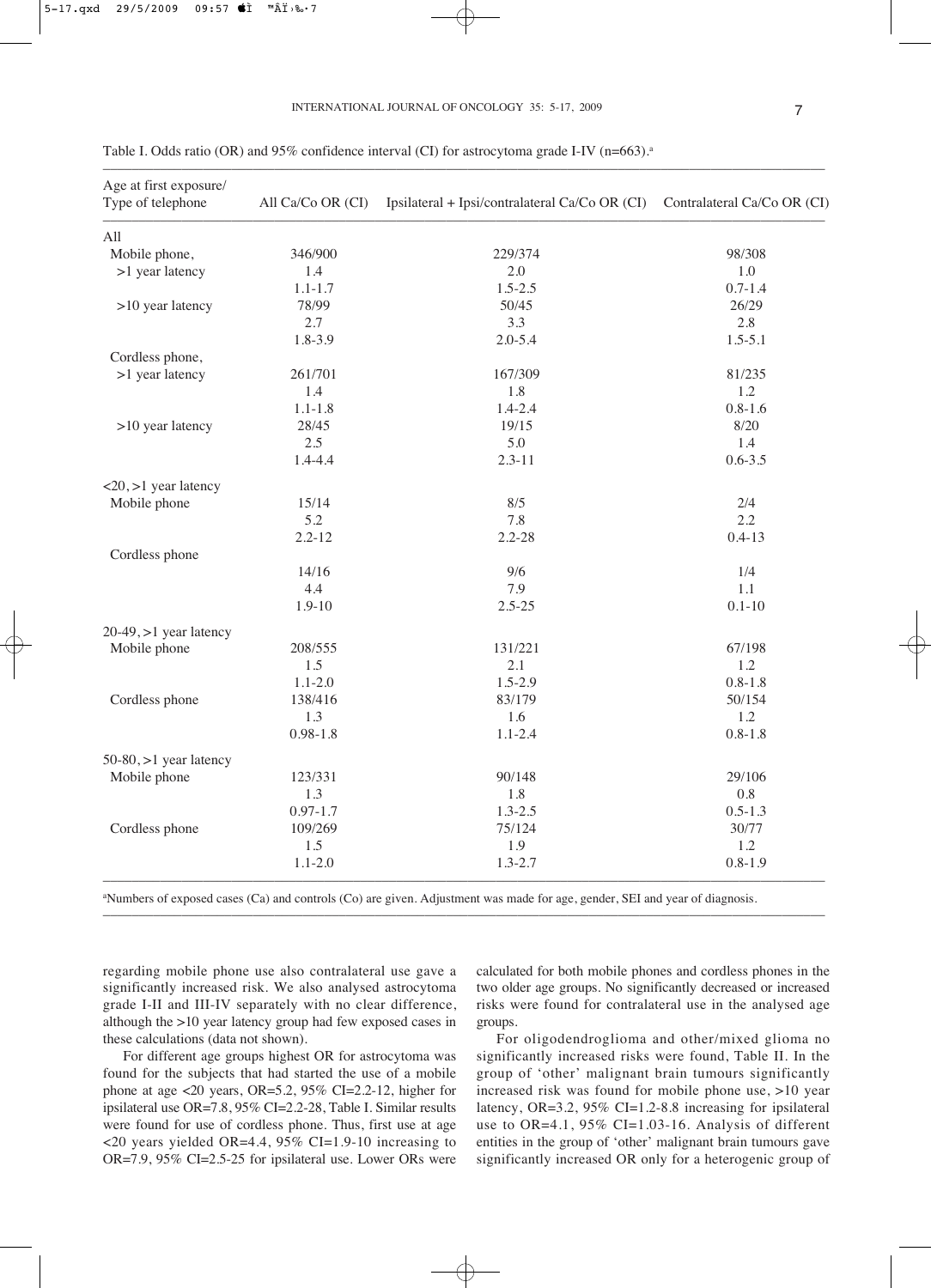Table I. Odds ratio (OR) and 95% confidence interval (CI) for astrocytoma grade I-IV (n=663).[a]

| Age at first exposure/ Type of telephone | All Ca/Co OR (CI) | Ipsilateral + Ipsi/contralateral Ca/Co OR (CI) | Contralateral Ca/Co OR (CI) |
|---|---|---|---|
| All | | | |
| Mobile phone, | 346/900 | 229/374 | 98/308 |
| >1 year latency | 1.4 | 2.0 | 1.0 |
| | 1.1-1.7 | 1.5-2.5 | 0.7-1.4 |
| >10 year latency | 78/99 | 50/45 | 26/29 |
| | 2.7 | 3.3 | 2.8 |
| | 1.8-3.9 | 2.0-5.4 | 1.5-5.1 |
| Cordless phone, | | | |
| >1 year latency | 261/701 | 167/309 | 81/235 |
| | 1.4 | 1.8 | 1.2 |
| | 1.1-1.8 | 1.4-2.4 | 0.8-1.6 |
| >10 year latency | 28/45 | 19/15 | 8/20 |
| | 2.5 | 5.0 | 1.4 |
| | 1.4-4.4 | 2.3-11 | 0.6-3.5 |
| <20, >1 year latency | | | |
| Mobile phone | 15/14 | 8/5 | 2/4 |
| | 5.2 | 7.8 | 2.2 |
| | 2.2-12 | 2.2-28 | 0.4-13 |
| Cordless phone | | | |
| | 14/16 | 9/6 | 1/4 |
| | 4.4 | 7.9 | 1.1 |
| | 1.9-10 | 2.5-25 | 0.1-10 |
| 20-49, >1 year latency | | | |
| Mobile phone | 208/555 | 131/221 | 67/198 |
| | 1.5 | 2.1 | 1.2 |
| | 1.1-2.0 | 1.5-2.9 | 0.8-1.8 |
| Cordless phone | 138/416 | 83/179 | 50/154 |
| | 1.3 | 1.6 | 1.2 |
| | 0.98-1.8 | 1.1-2.4 | 0.8-1.8 |
| 50-80, >1 year latency | | | |
| Mobile phone | 123/331 | 90/148 | 29/106 |
| | 1.3 | 1.8 | 0.8 |
| | 0.97-1.7 | 1.3-2.5 | 0.5-1.3 |
| Cordless phone | 109/269 | 75/124 | 30/77 |
| | 1.5 | 1.9 | 1.2 |
| | 1.1-2.0 | 1.3-2.7 | 0.8-1.9 |

[a]Numbers of exposed cases (Ca) and controls (Co) are given. Adjustment was made for age, gender, SEI and year of diagnosis.

regarding mobile phone use also contralateral use gave a significantly increased risk. We also analysed astrocytoma grade I-II and III-IV separately with no clear difference, although the >10 year latency group had few exposed cases in these calculations (data not shown).

For different age groups highest OR for astrocytoma was found for the subjects that had started the use of a mobile phone at age <20 years, OR=5.2, 95% CI=2.2-12, higher for ipsilateral use OR=7.8, 95% CI=2.2-28, Table I. Similar results were found for use of cordless phone. Thus, first use at age <20 years yielded OR=4.4, 95% CI=1.9-10 increasing to OR=7.9, 95% CI=2.5-25 for ipsilateral use. Lower ORs were calculated for both mobile phones and cordless phones in the two older age groups. No significantly decreased or increased risks were found for contralateral use in the analysed age groups.

For oligodendroglioma and other/mixed glioma no significantly increased risks were found, Table II. In the group of 'other' malignant brain tumours significantly increased risk was found for mobile phone use, >10 year latency, OR=3.2, 95% CI=1.2-8.8 increasing for ipsilateral use to OR=4.1, 95% CI=1.03-16. Analysis of different entities in the group of 'other' malignant brain tumours gave significantly increased OR only for a heterogenic group of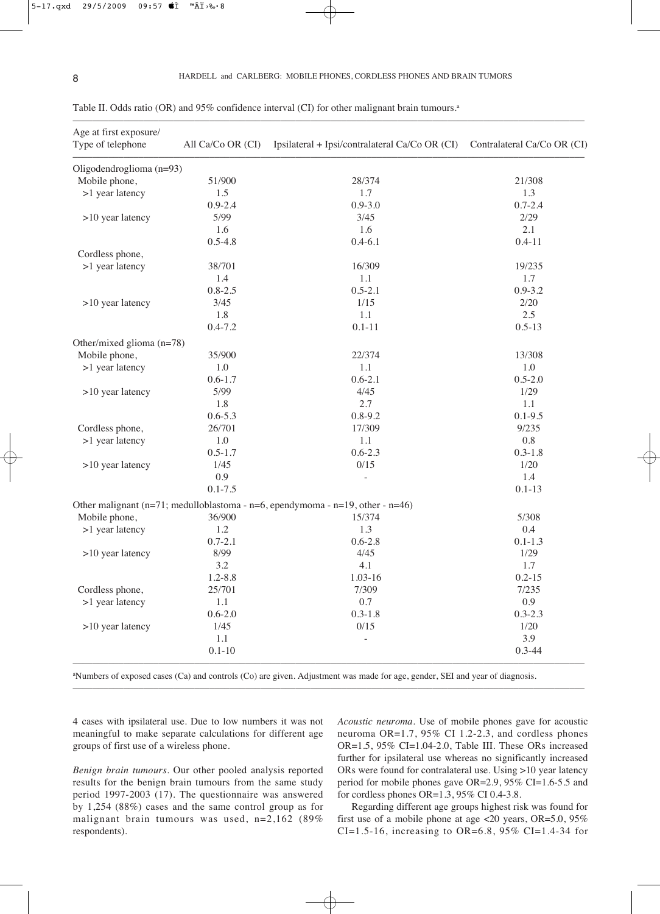Table II. Odds ratio (OR) and 95% confidence interval (CI) for other malignant brain tumours.[a]

| Age at first exposure/ Type of telephone | All Ca/Co OR (CI) | Ipsilateral + Ipsi/contralateral Ca/Co OR (CI) | Contralateral Ca/Co OR (CI) |
|---|---|---|---|
| **Oligodendroglioma (n=93)** | | | |
| Mobile phone, | 51/900 | 28/374 | 21/308 |
| >1 year latency | 1.5 | 1.7 | 1.3 |
| | 0.9-2.4 | 0.9-3.0 | 0.7-2.4 |
| >10 year latency | 5/99 | 3/45 | 2/29 |
| | 1.6 | 1.6 | 2.1 |
| | 0.5-4.8 | 0.4-6.1 | 0.4-11 |
| Cordless phone, | | | |
| >1 year latency | 38/701 | 16/309 | 19/235 |
| | 1.4 | 1.1 | 1.7 |
| | 0.8-2.5 | 0.5-2.1 | 0.9-3.2 |
| >10 year latency | 3/45 | 1/15 | 2/20 |
| | 1.8 | 1.1 | 2.5 |
| | 0.4-7.2 | 0.1-11 | 0.5-13 |
| **Other/mixed glioma (n=78)** | | | |
| Mobile phone, | 35/900 | 22/374 | 13/308 |
| >1 year latency | 1.0 | 1.1 | 1.0 |
| | 0.6-1.7 | 0.6-2.1 | 0.5-2.0 |
| >10 year latency | 5/99 | 4/45 | 1/29 |
| | 1.8 | 2.7 | 1.1 |
| | 0.6-5.3 | 0.8-9.2 | 0.1-9.5 |
| Cordless phone, | 26/701 | 17/309 | 9/235 |
| >1 year latency | 1.0 | 1.1 | 0.8 |
| | 0.5-1.7 | 0.6-2.3 | 0.3-1.8 |
| >10 year latency | 1/45 | 0/15 | 1/20 |
| | 0.9 | - | 1.4 |
| | 0.1-7.5 | | 0.1-13 |
| **Other malignant (n=71; medulloblastoma - n=6, ependymoma - n=19, other - n=46)** | | | |
| Mobile phone, | 36/900 | 15/374 | 5/308 |
| >1 year latency | 1.2 | 1.3 | 0.4 |
| | 0.7-2.1 | 0.6-2.8 | 0.1-1.3 |
| >10 year latency | 8/99 | 4/45 | 1/29 |
| | 3.2 | 4.1 | 1.7 |
| | 1.2-8.8 | 1.03-16 | 0.2-15 |
| Cordless phone, | 25/701 | 7/309 | 7/235 |
| >1 year latency | 1.1 | 0.7 | 0.9 |
| | 0.6-2.0 | 0.3-1.8 | 0.3-2.3 |
| >10 year latency | 1/45 | 0/15 | 1/20 |
| | 1.1 | - | 3.9 |
| | 0.1-10 | | 0.3-44 |

[a]Numbers of exposed cases (Ca) and controls (Co) are given. Adjustment was made for age, gender, SEI and year of diagnosis.

4 cases with ipsilateral use. Due to low numbers it was not meaningful to make separate calculations for different age groups of first use of a wireless phone.

*Benign brain tumours*. Our other pooled analysis reported results for the benign brain tumours from the same study period 1997-2003 (17). The questionnaire was answered by 1,254 (88%) cases and the same control group as for malignant brain tumours was used, n=2,162 (89% respondents).

*Acoustic neuroma*. Use of mobile phones gave for acoustic neuroma OR=1.7, 95% CI 1.2-2.3, and cordless phones OR=1.5, 95% CI=1.04-2.0, Table III. These ORs increased further for ipsilateral use whereas no significantly increased ORs were found for contralateral use. Using >10 year latency period for mobile phones gave OR=2.9, 95% CI=1.6-5.5 and for cordless phones OR=1.3, 95% CI 0.4-3.8.

Regarding different age groups highest risk was found for first use of a mobile phone at age <20 years, OR=5.0, 95% CI=1.5-16, increasing to OR=6.8, 95% CI=1.4-34 for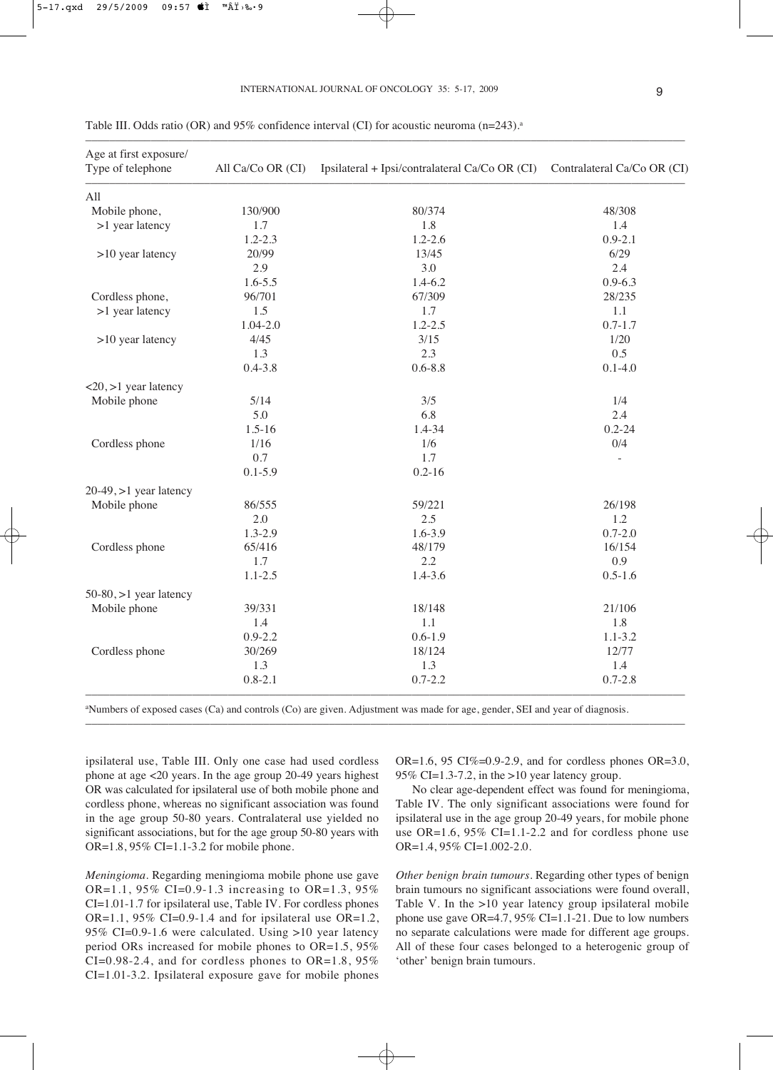Table III. Odds ratio (OR) and 95% confidence interval (CI) for acoustic neuroma (n=243).[a]

| Age at first exposure/ Type of telephone | All Ca/Co OR (CI) | Ipsilateral + Ipsi/contralateral Ca/Co OR (CI) | Contralateral Ca/Co OR (CI) |
|---|---|---|---|
| All | | | |
| Mobile phone, >1 year latency | 130/900 | 80/374 | 48/308 |
| | 1.7 | 1.8 | 1.4 |
| | 1.2-2.3 | 1.2-2.6 | 0.9-2.1 |
| >10 year latency | 20/99 | 13/45 | 6/29 |
| | 2.9 | 3.0 | 2.4 |
| | 1.6-5.5 | 1.4-6.2 | 0.9-6.3 |
| Cordless phone, >1 year latency | 96/701 | 67/309 | 28/235 |
| | 1.5 | 1.7 | 1.1 |
| | 1.04-2.0 | 1.2-2.5 | 0.7-1.7 |
| >10 year latency | 4/45 | 3/15 | 1/20 |
| | 1.3 | 2.3 | 0.5 |
| | 0.4-3.8 | 0.6-8.8 | 0.1-4.0 |
| <20, >1 year latency | | | |
| Mobile phone | 5/14 | 3/5 | 1/4 |
| | 5.0 | 6.8 | 2.4 |
| | 1.5-16 | 1.4-34 | 0.2-24 |
| Cordless phone | 1/16 | 1/6 | 0/4 |
| | 0.7 | 1.7 | - |
| | 0.1-5.9 | 0.2-16 | |
| 20-49, >1 year latency | | | |
| Mobile phone | 86/555 | 59/221 | 26/198 |
| | 2.0 | 2.5 | 1.2 |
| | 1.3-2.9 | 1.6-3.9 | 0.7-2.0 |
| Cordless phone | 65/416 | 48/179 | 16/154 |
| | 1.7 | 2.2 | 0.9 |
| | 1.1-2.5 | 1.4-3.6 | 0.5-1.6 |
| 50-80, >1 year latency | | | |
| Mobile phone | 39/331 | 18/148 | 21/106 |
| | 1.4 | 1.1 | 1.8 |
| | 0.9-2.2 | 0.6-1.9 | 1.1-3.2 |
| Cordless phone | 30/269 | 18/124 | 12/77 |
| | 1.3 | 1.3 | 1.4 |
| | 0.8-2.1 | 0.7-2.2 | 0.7-2.8 |

[a]Numbers of exposed cases (Ca) and controls (Co) are given. Adjustment was made for age, gender, SEI and year of diagnosis.

ipsilateral use, Table III. Only one case had used cordless phone at age <20 years. In the age group 20-49 years highest OR was calculated for ipsilateral use of both mobile phone and cordless phone, whereas no significant association was found in the age group 50-80 years. Contralateral use yielded no significant associations, but for the age group 50-80 years with OR=1.8, 95% CI=1.1-3.2 for mobile phone.

*Meningioma*. Regarding meningioma mobile phone use gave OR=1.1, 95% CI=0.9-1.3 increasing to OR=1.3, 95% CI=1.01-1.7 for ipsilateral use, Table IV. For cordless phones OR=1.1, 95% CI=0.9-1.4 and for ipsilateral use OR=1.2, 95% CI=0.9-1.6 were calculated. Using >10 year latency period ORs increased for mobile phones to OR=1.5, 95% CI=0.98-2.4, and for cordless phones to OR=1.8, 95% CI=1.01-3.2. Ipsilateral exposure gave for mobile phones OR=1.6, 95 CI%=0.9-2.9, and for cordless phones OR=3.0, 95% CI=1.3-7.2, in the >10 year latency group.

No clear age-dependent effect was found for meningioma, Table IV. The only significant associations were found for ipsilateral use in the age group 20-49 years, for mobile phone use OR=1.6, 95% CI=1.1-2.2 and for cordless phone use OR=1.4, 95% CI=1.002-2.0.

*Other benign brain tumours*. Regarding other types of benign brain tumours no significant associations were found overall, Table V. In the >10 year latency group ipsilateral mobile phone use gave OR=4.7, 95% CI=1.1-21. Due to low numbers no separate calculations were made for different age groups. All of these four cases belonged to a heterogenic group of 'other' benign brain tumours.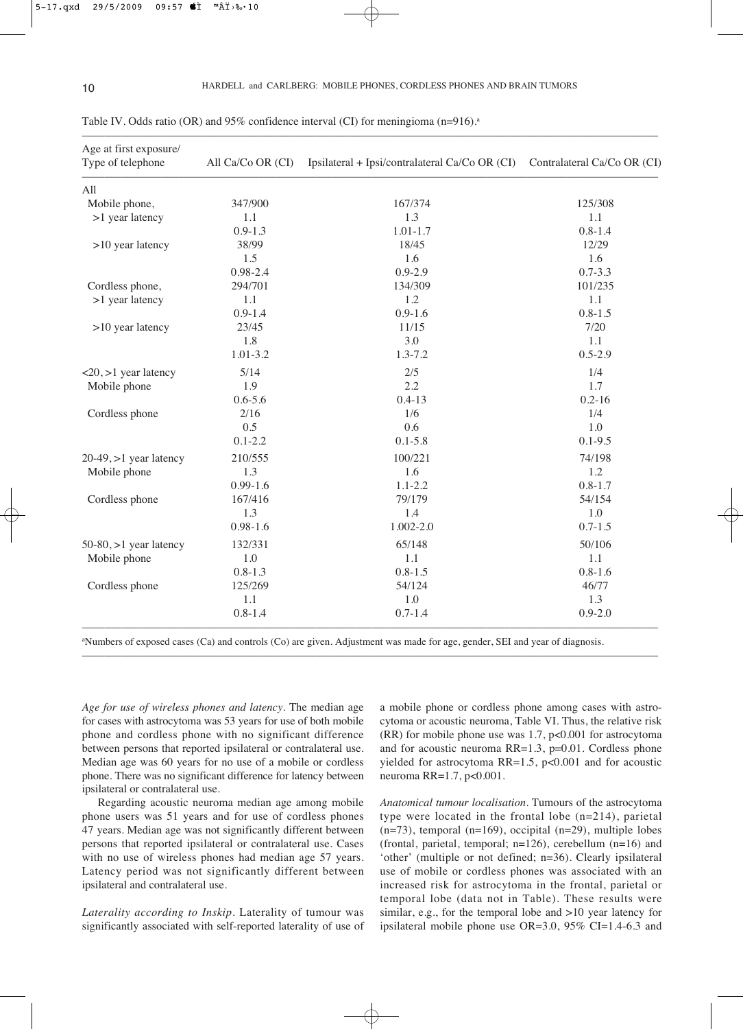Table IV. Odds ratio (OR) and 95% confidence interval (CI) for meningioma (n=916).[a]

| Age at first exposure/ Type of telephone | All Ca/Co OR (CI) | Ipsilateral + Ipsi/contralateral Ca/Co OR (CI) | Contralateral Ca/Co OR (CI) |
|---|---|---|---|
| All | | | |
| Mobile phone, | 347/900 | 167/374 | 125/308 |
| >1 year latency | 1.1 | 1.3 | 1.1 |
| | 0.9-1.3 | 1.01-1.7 | 0.8-1.4 |
| >10 year latency | 38/99 | 18/45 | 12/29 |
| | 1.5 | 1.6 | 1.6 |
| | 0.98-2.4 | 0.9-2.9 | 0.7-3.3 |
| Cordless phone, | 294/701 | 134/309 | 101/235 |
| >1 year latency | 1.1 | 1.2 | 1.1 |
| | 0.9-1.4 | 0.9-1.6 | 0.8-1.5 |
| >10 year latency | 23/45 | 11/15 | 7/20 |
| | 1.8 | 3.0 | 1.1 |
| | 1.01-3.2 | 1.3-7.2 | 0.5-2.9 |
| <20, >1 year latency | 5/14 | 2/5 | 1/4 |
| Mobile phone | 1.9 | 2.2 | 1.7 |
| | 0.6-5.6 | 0.4-13 | 0.2-16 |
| Cordless phone | 2/16 | 1/6 | 1/4 |
| | 0.5 | 0.6 | 1.0 |
| | 0.1-2.2 | 0.1-5.8 | 0.1-9.5 |
| 20-49, >1 year latency | 210/555 | 100/221 | 74/198 |
| Mobile phone | 1.3 | 1.6 | 1.2 |
| | 0.99-1.6 | 1.1-2.2 | 0.8-1.7 |
| Cordless phone | 167/416 | 79/179 | 54/154 |
| | 1.3 | 1.4 | 1.0 |
| | 0.98-1.6 | 1.002-2.0 | 0.7-1.5 |
| 50-80, >1 year latency | 132/331 | 65/148 | 50/106 |
| Mobile phone | 1.0 | 1.1 | 1.1 |
| | 0.8-1.3 | 0.8-1.5 | 0.8-1.6 |
| Cordless phone | 125/269 | 54/124 | 46/77 |
| | 1.1 | 1.0 | 1.3 |
| | 0.8-1.4 | 0.7-1.4 | 0.9-2.0 |

[a]Numbers of exposed cases (Ca) and controls (Co) are given. Adjustment was made for age, gender, SEI and year of diagnosis.

*Age for use of wireless phones and latency.* The median age for cases with astrocytoma was 53 years for use of both mobile phone and cordless phone with no significant difference between persons that reported ipsilateral or contralateral use. Median age was 60 years for no use of a mobile or cordless phone. There was no significant difference for latency between ipsilateral or contralateral use.

Regarding acoustic neuroma median age among mobile phone users was 51 years and for use of cordless phones 47 years. Median age was not significantly different between persons that reported ipsilateral or contralateral use. Cases with no use of wireless phones had median age 57 years. Latency period was not significantly different between ipsilateral and contralateral use.

*Laterality according to Inskip.* Laterality of tumour was significantly associated with self-reported laterality of use of a mobile phone or cordless phone among cases with astrocytoma or acoustic neuroma, Table VI. Thus, the relative risk (RR) for mobile phone use was 1.7, $p<0.001$ for astrocytoma and for acoustic neuroma RR=1.3, $p=0.01$. Cordless phone yielded for astrocytoma RR=1.5, $p<0.001$ and for acoustic neuroma RR=1.7, $p<0.001$.

*Anatomical tumour localisation.* Tumours of the astrocytoma type were located in the frontal lobe (n=214), parietal (n=73), temporal (n=169), occipital (n=29), multiple lobes (frontal, parietal, temporal; n=126), cerebellum (n=16) and 'other' (multiple or not defined; n=36). Clearly ipsilateral use of mobile or cordless phones was associated with an increased risk for astrocytoma in the frontal, parietal or temporal lobe (data not in Table). These results were similar, e.g., for the temporal lobe and >10 year latency for ipsilateral mobile phone use OR=3.0, 95% CI=1.4-6.3 and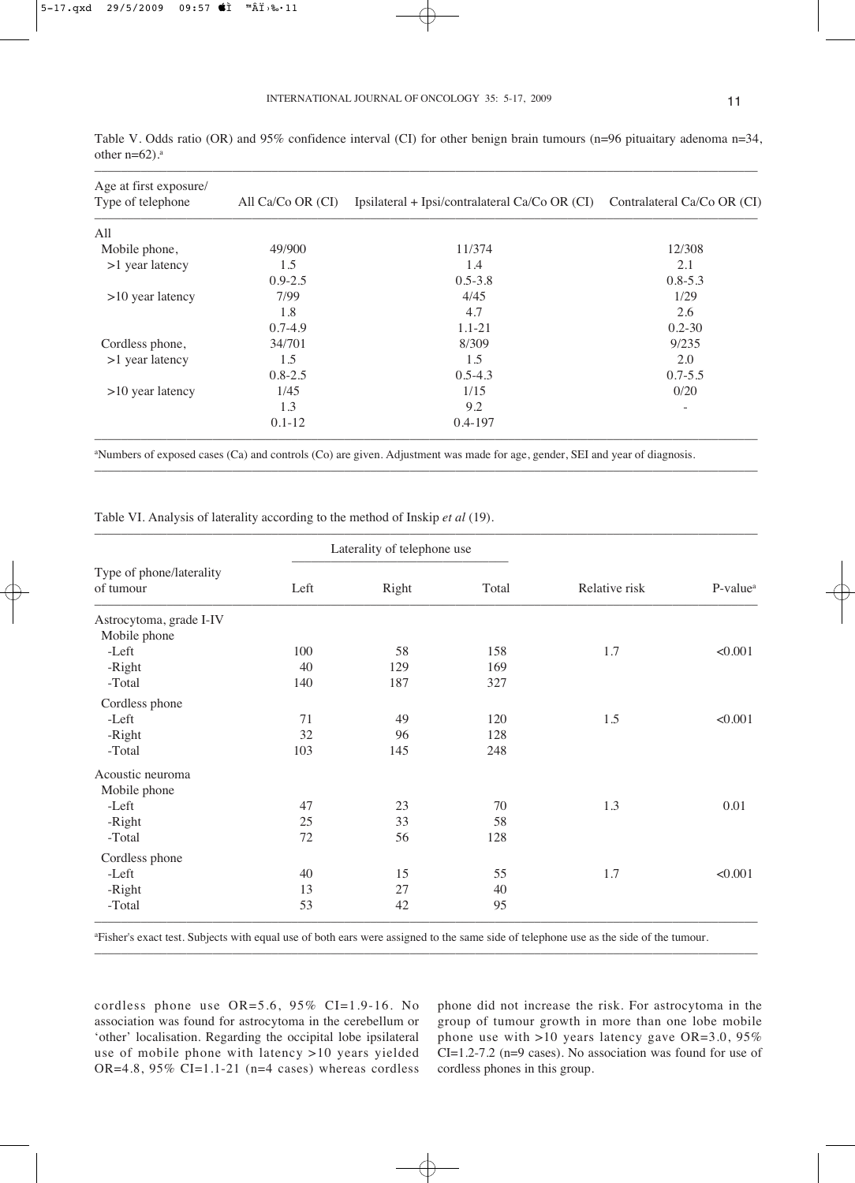Table V. Odds ratio (OR) and 95% confidence interval (CI) for other benign brain tumours (n=96 pituaitary adenoma n=34, other n=62).[a]

| Age at first exposure/ Type of telephone | All Ca/Co OR (CI) | Ipsilateral + Ipsi/contralateral Ca/Co OR (CI) | Contralateral Ca/Co OR (CI) |
|---|---|---|---|
| All | | | |
| Mobile phone, | 49/900 | 11/374 | 12/308 |
| >1 year latency | 1.5 | 1.4 | 2.1 |
| | 0.9-2.5 | 0.5-3.8 | 0.8-5.3 |
| >10 year latency | 7/99 | 4/45 | 1/29 |
| | 1.8 | 4.7 | 2.6 |
| | 0.7-4.9 | 1.1-21 | 0.2-30 |
| Cordless phone, | 34/701 | 8/309 | 9/235 |
| >1 year latency | 1.5 | 1.5 | 2.0 |
| | 0.8-2.5 | 0.5-4.3 | 0.7-5.5 |
| >10 year latency | 1/45 | 1/15 | 0/20 |
| | 1.3 | 9.2 | - |
| | 0.1-12 | 0.4-197 | |

[a]Numbers of exposed cases (Ca) and controls (Co) are given. Adjustment was made for age, gender, SEI and year of diagnosis.

Table VI. Analysis of laterality according to the method of Inskip *et al* (19).

| Type of phone/laterality of tumour | Laterality of telephone use | | | Relative risk | P-value[a] |
|---|---|---|---|---|---|
| | Left | Right | Total | | |
| Astrocytoma, grade I-IV | | | | | |
| Mobile phone | | | | | |
| -Left | 100 | 58 | 158 | 1.7 | <0.001 |
| -Right | 40 | 129 | 169 | | |
| -Total | 140 | 187 | 327 | | |
| Cordless phone | | | | | |
| -Left | 71 | 49 | 120 | 1.5 | <0.001 |
| -Right | 32 | 96 | 128 | | |
| -Total | 103 | 145 | 248 | | |
| Acoustic neuroma | | | | | |
| Mobile phone | | | | | |
| -Left | 47 | 23 | 70 | 1.3 | 0.01 |
| -Right | 25 | 33 | 58 | | |
| -Total | 72 | 56 | 128 | | |
| Cordless phone | | | | | |
| -Left | 40 | 15 | 55 | 1.7 | <0.001 |
| -Right | 13 | 27 | 40 | | |
| -Total | 53 | 42 | 95 | | |

[a]Fisher's exact test. Subjects with equal use of both ears were assigned to the same side of telephone use as the side of the tumour.

cordless phone use OR=5.6, 95% CI=1.9-16. No association was found for astrocytoma in the cerebellum or 'other' localisation. Regarding the occipital lobe ipsilateral use of mobile phone with latency >10 years yielded OR=4.8, 95% CI=1.1-21 (n=4 cases) whereas cordless phone did not increase the risk. For astrocytoma in the group of tumour growth in more than one lobe mobile phone use with >10 years latency gave OR=3.0, 95% CI=1.2-7.2 (n=9 cases). No association was found for use of cordless phones in this group.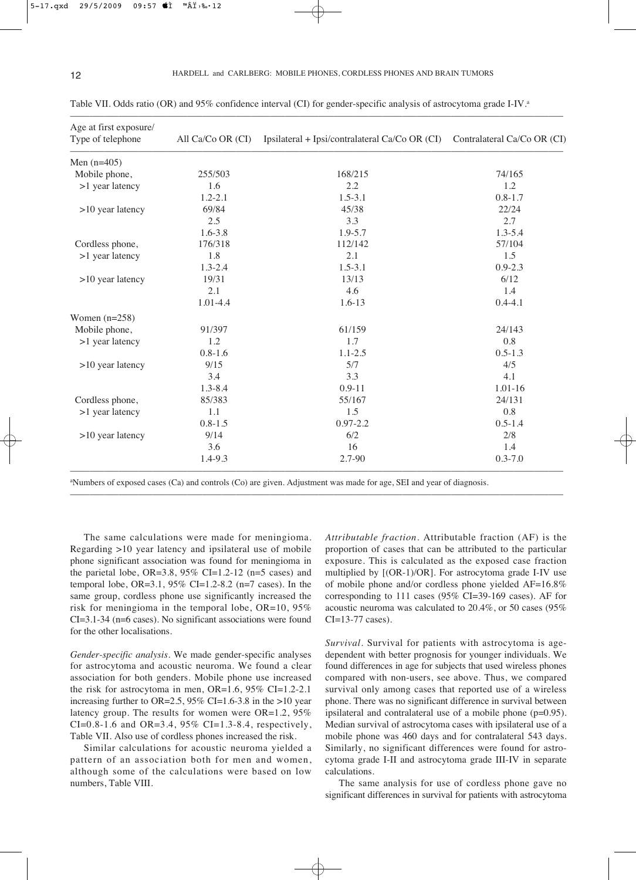Table VII. Odds ratio (OR) and 95% confidence interval (CI) for gender-specific analysis of astrocytoma grade I-IV.[a]

| Age at first exposure/ Type of telephone | All Ca/Co OR (CI) | Ipsilateral + Ipsi/contralateral Ca/Co OR (CI) | Contralateral Ca/Co OR (CI) |
|---|---|---|---|
| Men (n=405) | | | |
| Mobile phone, | 255/503 | 168/215 | 74/165 |
| >1 year latency | 1.6 | 2.2 | 1.2 |
| | 1.2-2.1 | 1.5-3.1 | 0.8-1.7 |
| >10 year latency | 69/84 | 45/38 | 22/24 |
| | 2.5 | 3.3 | 2.7 |
| | 1.6-3.8 | 1.9-5.7 | 1.3-5.4 |
| Cordless phone, | 176/318 | 112/142 | 57/104 |
| >1 year latency | 1.8 | 2.1 | 1.5 |
| | 1.3-2.4 | 1.5-3.1 | 0.9-2.3 |
| >10 year latency | 19/31 | 13/13 | 6/12 |
| | 2.1 | 4.6 | 1.4 |
| | 1.01-4.4 | 1.6-13 | 0.4-4.1 |
| Women (n=258) | | | |
| Mobile phone, | 91/397 | 61/159 | 24/143 |
| >1 year latency | 1.2 | 1.7 | 0.8 |
| | 0.8-1.6 | 1.1-2.5 | 0.5-1.3 |
| >10 year latency | 9/15 | 5/7 | 4/5 |
| | 3.4 | 3.3 | 4.1 |
| | 1.3-8.4 | 0.9-11 | 1.01-16 |
| Cordless phone, | 85/383 | 55/167 | 24/131 |
| >1 year latency | 1.1 | 1.5 | 0.8 |
| | 0.8-1.5 | 0.97-2.2 | 0.5-1.4 |
| >10 year latency | 9/14 | 6/2 | 2/8 |
| | 3.6 | 16 | 1.4 |
| | 1.4-9.3 | 2.7-90 | 0.3-7.0 |

[a]Numbers of exposed cases (Ca) and controls (Co) are given. Adjustment was made for age, SEI and year of diagnosis.

The same calculations were made for meningioma. Regarding >10 year latency and ipsilateral use of mobile phone significant association was found for meningioma in the parietal lobe, OR=3.8, 95% CI=1.2-12 (n=5 cases) and temporal lobe, OR=3.1, 95% CI=1.2-8.2 (n=7 cases). In the same group, cordless phone use significantly increased the risk for meningioma in the temporal lobe, OR=10, 95% CI=3.1-34 (n=6 cases). No significant associations were found for the other localisations.

*Gender-specific analysis*. We made gender-specific analyses for astrocytoma and acoustic neuroma. We found a clear association for both genders. Mobile phone use increased the risk for astrocytoma in men, OR=1.6, 95% CI=1.2-2.1 increasing further to OR=2.5, 95% CI=1.6-3.8 in the >10 year latency group. The results for women were OR=1.2, 95% CI=0.8-1.6 and OR=3.4, 95% CI=1.3-8.4, respectively, Table VII. Also use of cordless phones increased the risk.

Similar calculations for acoustic neuroma yielded a pattern of an association both for men and women, although some of the calculations were based on low numbers, Table VIII.

*Attributable fraction*. Attributable fraction (AF) is the proportion of cases that can be attributed to the particular exposure. This is calculated as the exposed case fraction multiplied by [(OR-1)/OR]. For astrocytoma grade I-IV use of mobile phone and/or cordless phone yielded AF=16.8% corresponding to 111 cases (95% CI=39-169 cases). AF for acoustic neuroma was calculated to 20.4%, or 50 cases (95% CI=13-77 cases).

*Survival*. Survival for patients with astrocytoma is age-dependent with better prognosis for younger individuals. We found differences in age for subjects that used wireless phones compared with non-users, see above. Thus, we compared survival only among cases that reported use of a wireless phone. There was no significant difference in survival between ipsilateral and contralateral use of a mobile phone (p=0.95). Median survival of astrocytoma cases with ipsilateral use of a mobile phone was 460 days and for contralateral 543 days. Similarly, no significant differences were found for astrocytoma grade I-II and astrocytoma grade III-IV in separate calculations.

The same analysis for use of cordless phone gave no significant differences in survival for patients with astrocytoma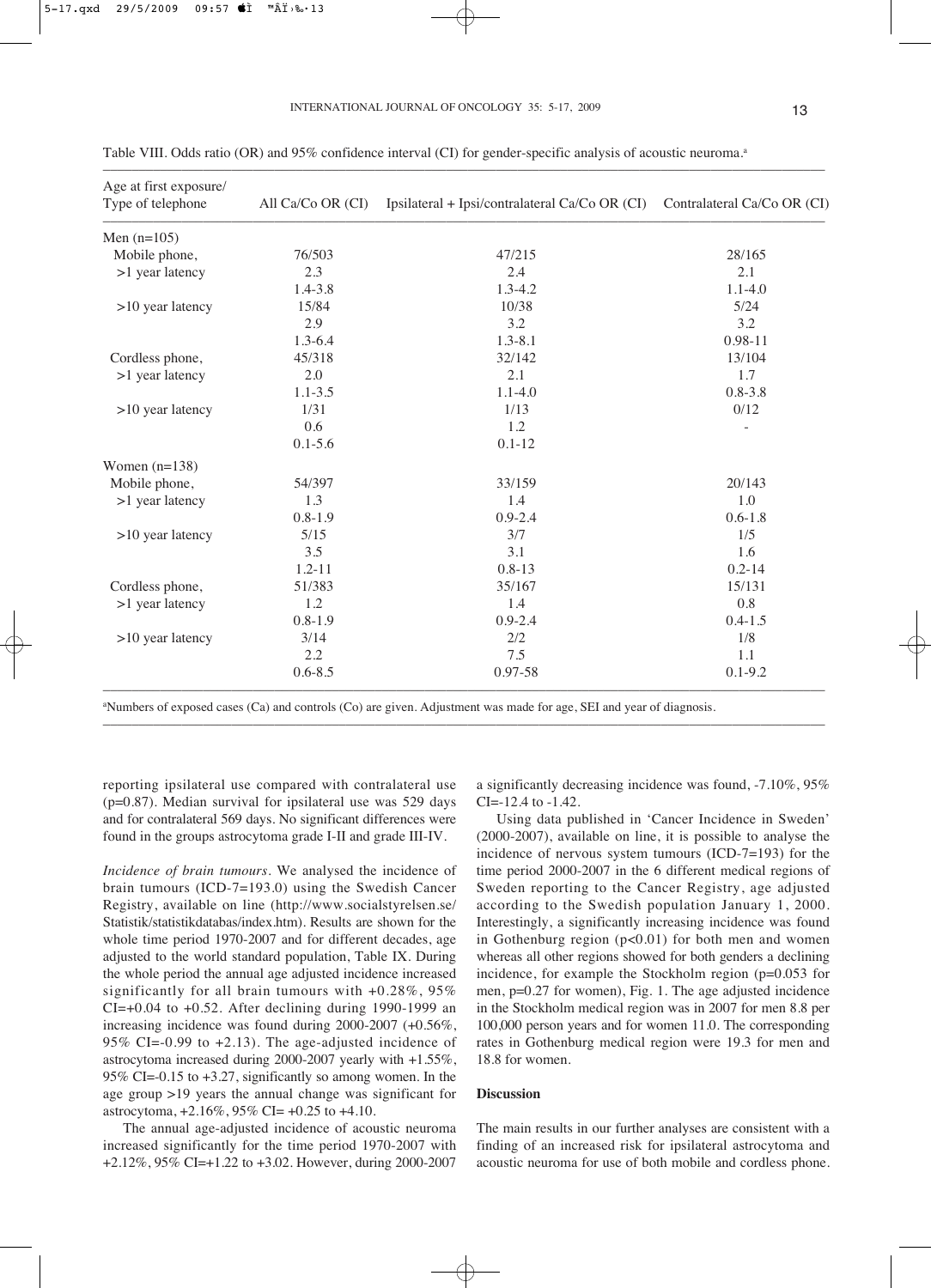Table VIII. Odds ratio (OR) and 95% confidence interval (CI) for gender-specific analysis of acoustic neuroma.[a]

| Age at first exposure/ Type of telephone | All Ca/Co OR (CI) | Ipsilateral + Ipsi/contralateral Ca/Co OR (CI) | Contralateral Ca/Co OR (CI) |
|---|---|---|---|
| Men (n=105) | | | |
| Mobile phone, | 76/503 | 47/215 | 28/165 |
| >1 year latency | 2.3 | 2.4 | 2.1 |
| | 1.4-3.8 | 1.3-4.2 | 1.1-4.0 |
| >10 year latency | 15/84 | 10/38 | 5/24 |
| | 2.9 | 3.2 | 3.2 |
| | 1.3-6.4 | 1.3-8.1 | 0.98-11 |
| Cordless phone, | 45/318 | 32/142 | 13/104 |
| >1 year latency | 2.0 | 2.1 | 1.7 |
| | 1.1-3.5 | 1.1-4.0 | 0.8-3.8 |
| >10 year latency | 1/31 | 1/13 | 0/12 |
| | 0.6 | 1.2 | - |
| | 0.1-5.6 | 0.1-12 | |
| Women (n=138) | | | |
| Mobile phone, | 54/397 | 33/159 | 20/143 |
| >1 year latency | 1.3 | 1.4 | 1.0 |
| | 0.8-1.9 | 0.9-2.4 | 0.6-1.8 |
| >10 year latency | 5/15 | 3/7 | 1/5 |
| | 3.5 | 3.1 | 1.6 |
| | 1.2-11 | 0.8-13 | 0.2-14 |
| Cordless phone, | 51/383 | 35/167 | 15/131 |
| >1 year latency | 1.2 | 1.4 | 0.8 |
| | 0.8-1.9 | 0.9-2.4 | 0.4-1.5 |
| >10 year latency | 3/14 | 2/2 | 1/8 |
| | 2.2 | 7.5 | 1.1 |
| | 0.6-8.5 | 0.97-58 | 0.1-9.2 |

[a]Numbers of exposed cases (Ca) and controls (Co) are given. Adjustment was made for age, SEI and year of diagnosis.

reporting ipsilateral use compared with contralateral use ($p=0.87$). Median survival for ipsilateral use was 529 days and for contralateral 569 days. No significant differences were found in the groups astrocytoma grade I-II and grade III-IV.

*Incidence of brain tumours.* We analysed the incidence of brain tumours (ICD-7=193.0) using the Swedish Cancer Registry, available on line (http://www.socialstyrelsen.se/Statistik/statistikdatabas/index.htm). Results are shown for the whole time period 1970-2007 and for different decades, age adjusted to the world standard population, Table IX. During the whole period the annual age adjusted incidence increased significantly for all brain tumours with +0.28%, 95% CI=+0.04 to +0.52. After declining during 1990-1999 an increasing incidence was found during 2000-2007 (+0.56%, 95% CI=-0.99 to +2.13). The age-adjusted incidence of astrocytoma increased during 2000-2007 yearly with +1.55%, 95% CI=-0.15 to +3.27, significantly so among women. In the age group >19 years the annual change was significant for astrocytoma, +2.16%, 95% CI= +0.25 to +4.10.

The annual age-adjusted incidence of acoustic neuroma increased significantly for the time period 1970-2007 with +2.12%, 95% CI=+1.22 to +3.02. However, during 2000-2007 a significantly decreasing incidence was found, -7.10%, 95% CI=-12.4 to -1.42.

Using data published in 'Cancer Incidence in Sweden' (2000-2007), available on line, it is possible to analyse the incidence of nervous system tumours (ICD-7=193) for the time period 2000-2007 in the 6 different medical regions of Sweden reporting to the Cancer Registry, age adjusted according to the Swedish population January 1, 2000. Interestingly, a significantly increasing incidence was found in Gothenburg region ($p<0.01$) for both men and women whereas all other regions showed for both genders a declining incidence, for example the Stockholm region ($p=0.053$ for men, $p=0.27$ for women), Fig. 1. The age adjusted incidence in the Stockholm medical region was in 2007 for men 8.8 per 100,000 person years and for women 11.0. The corresponding rates in Gothenburg medical region were 19.3 for men and 18.8 for women.

## Discussion

The main results in our further analyses are consistent with a finding of an increased risk for ipsilateral astrocytoma and acoustic neuroma for use of both mobile and cordless phone.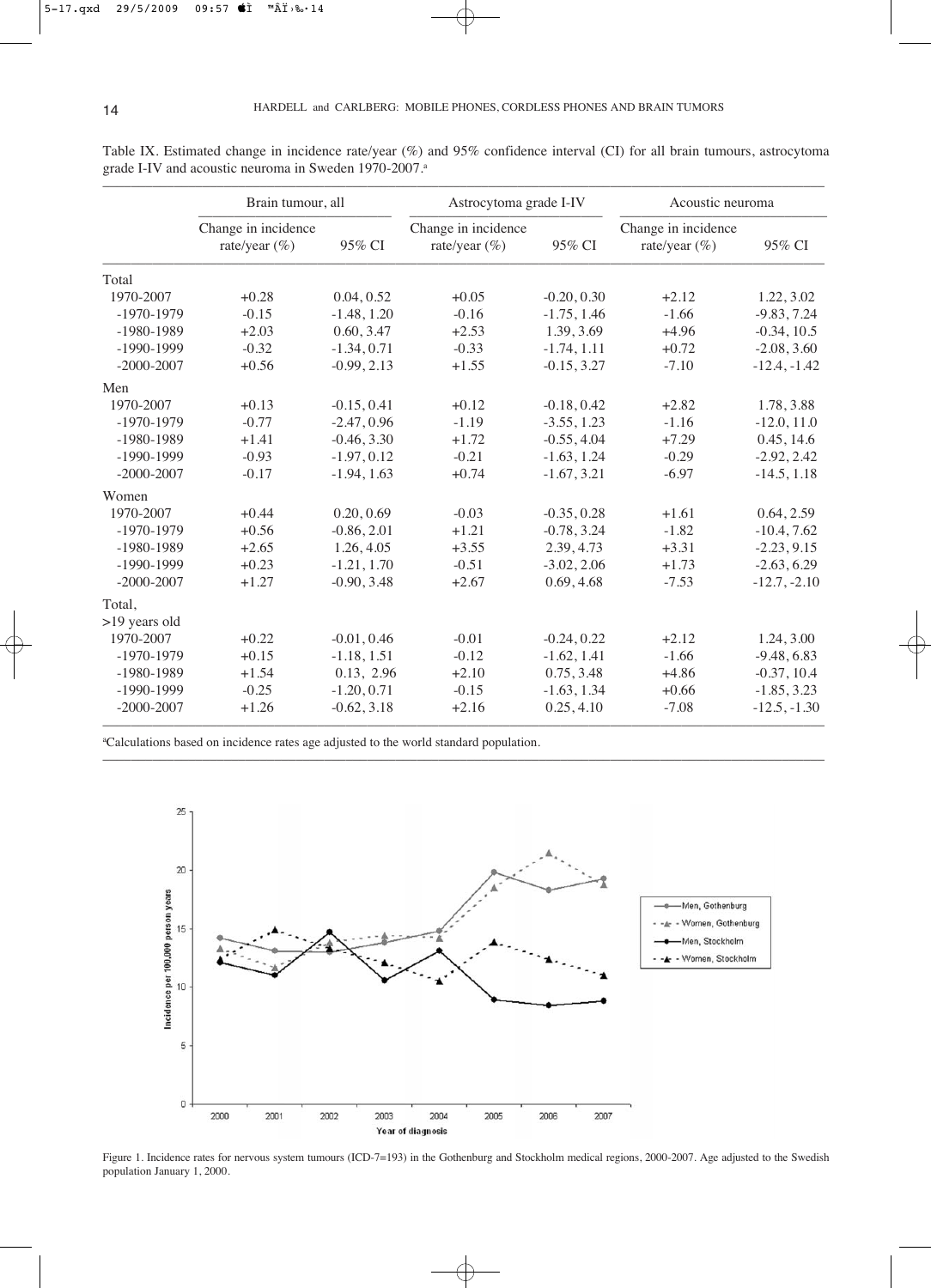Table IX. Estimated change in incidence rate/year (%) and 95% confidence interval (CI) for all brain tumours, astrocytoma grade I-IV and acoustic neuroma in Sweden 1970-2007.[a]

| | Brain tumour, all | | Astrocytoma grade I-IV | | Acoustic neuroma | |
|---|---|---|---|---|---|---|
| | Change in incidence rate/year (%) | 95% CI | Change in incidence rate/year (%) | 95% CI | Change in incidence rate/year (%) | 95% CI |
| Total | | | | | | |
| 1970-2007 | +0.28 | 0.04, 0.52 | +0.05 | -0.20, 0.30 | +2.12 | 1.22, 3.02 |
| -1970-1979 | -0.15 | -1.48, 1.20 | -0.16 | -1.75, 1.46 | -1.66 | -9.83, 7.24 |
| -1980-1989 | +2.03 | 0.60, 3.47 | +2.53 | 1.39, 3.69 | +4.96 | -0.34, 10.5 |
| -1990-1999 | -0.32 | -1.34, 0.71 | -0.33 | -1.74, 1.11 | +0.72 | -2.08, 3.60 |
| -2000-2007 | +0.56 | -0.99, 2.13 | +1.55 | -0.15, 3.27 | -7.10 | -12.4, -1.42 |
| Men | | | | | | |
| 1970-2007 | +0.13 | -0.15, 0.41 | +0.12 | -0.18, 0.42 | +2.82 | 1.78, 3.88 |
| -1970-1979 | -0.77 | -2.47, 0.96 | -1.19 | -3.55, 1.23 | -1.16 | -12.0, 11.0 |
| -1980-1989 | +1.41 | -0.46, 3.30 | +1.72 | -0.55, 4.04 | +7.29 | 0.45, 14.6 |
| -1990-1999 | -0.93 | -1.97, 0.12 | -0.21 | -1.63, 1.24 | -0.29 | -2.92, 2.42 |
| -2000-2007 | -0.17 | -1.94, 1.63 | +0.74 | -1.67, 3.21 | -6.97 | -14.5, 1.18 |
| Women | | | | | | |
| 1970-2007 | +0.44 | 0.20, 0.69 | -0.03 | -0.35, 0.28 | +1.61 | 0.64, 2.59 |
| -1970-1979 | +0.56 | -0.86, 2.01 | +1.21 | -0.78, 3.24 | -1.82 | -10.4, 7.62 |
| -1980-1989 | +2.65 | 1.26, 4.05 | +3.55 | 2.39, 4.73 | +3.31 | -2.23, 9.15 |
| -1990-1999 | +0.23 | -1.21, 1.70 | -0.51 | -3.02, 2.06 | +1.73 | -2.63, 6.29 |
| -2000-2007 | +1.27 | -0.90, 3.48 | +2.67 | 0.69, 4.68 | -7.53 | -12.7, -2.10 |
| Total, >19 years old | | | | | | |
| 1970-2007 | +0.22 | -0.01, 0.46 | -0.01 | -0.24, 0.22 | +2.12 | 1.24, 3.00 |
| -1970-1979 | +0.15 | -1.18, 1.51 | -0.12 | -1.62, 1.41 | -1.66 | -9.48, 6.83 |
| -1980-1989 | +1.54 | 0.13, 2.96 | +2.10 | 0.75, 3.48 | +4.86 | -0.37, 10.4 |
| -1990-1999 | -0.25 | -1.20, 0.71 | -0.15 | -1.63, 1.34 | +0.66 | -1.85, 3.23 |
| -2000-2007 | +1.26 | -0.62, 3.18 | +2.16 | 0.25, 4.10 | -7.08 | -12.5, -1.30 |

[a]Calculations based on incidence rates age adjusted to the world standard population.

Figure 1. Incidence rates for nervous system tumours (ICD-7=193) in the Gothenburg and Stockholm medical regions, 2000-2007. Age adjusted to the Swedish population January 1, 2000.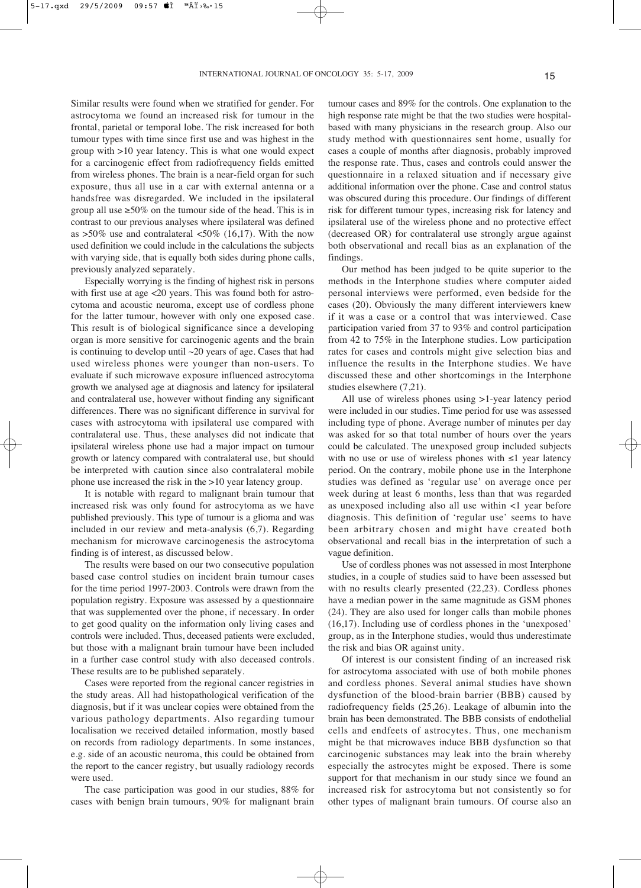Similar results were found when we stratified for gender. For astrocytoma we found an increased risk for tumour in the frontal, parietal or temporal lobe. The risk increased for both tumour types with time since first use and was highest in the group with >10 year latency. This is what one would expect for a carcinogenic effect from radiofrequency fields emitted from wireless phones. The brain is a near-field organ for such exposure, thus all use in a car with external antenna or a handsfree was disregarded. We included in the ipsilateral group all use ≥50% on the tumour side of the head. This is in contrast to our previous analyses where ipsilateral was defined as >50% use and contralateral <50% (16,17). With the now used definition we could include in the calculations the subjects with varying side, that is equally both sides during phone calls, previously analyzed separately.

Especially worrying is the finding of highest risk in persons with first use at age <20 years. This was found both for astrocytoma and acoustic neuroma, except use of cordless phone for the latter tumour, however with only one exposed case. This result is of biological significance since a developing organ is more sensitive for carcinogenic agents and the brain is continuing to develop until ~20 years of age. Cases that had used wireless phones were younger than non-users. To evaluate if such microwave exposure influenced astrocytoma growth we analysed age at diagnosis and latency for ipsilateral and contralateral use, however without finding any significant differences. There was no significant difference in survival for cases with astrocytoma with ipsilateral use compared with contralateral use. Thus, these analyses did not indicate that ipsilateral wireless phone use had a major impact on tumour growth or latency compared with contralateral use, but should be interpreted with caution since also contralateral mobile phone use increased the risk in the >10 year latency group.

It is notable with regard to malignant brain tumour that increased risk was only found for astrocytoma as we have published previously. This type of tumour is a glioma and was included in our review and meta-analysis (6,7). Regarding mechanism for microwave carcinogenesis the astrocytoma finding is of interest, as discussed below.

The results were based on our two consecutive population based case control studies on incident brain tumour cases for the time period 1997-2003. Controls were drawn from the population registry. Exposure was assessed by a questionnaire that was supplemented over the phone, if necessary. In order to get good quality on the information only living cases and controls were included. Thus, deceased patients were excluded, but those with a malignant brain tumour have been included in a further case control study with also deceased controls. These results are to be published separately.

Cases were reported from the regional cancer registries in the study areas. All had histopathological verification of the diagnosis, but if it was unclear copies were obtained from the various pathology departments. Also regarding tumour localisation we received detailed information, mostly based on records from radiology departments. In some instances, e.g. side of an acoustic neuroma, this could be obtained from the report to the cancer registry, but usually radiology records were used.

The case participation was good in our studies, 88% for cases with benign brain tumours, 90% for malignant brain tumour cases and 89% for the controls. One explanation to the high response rate might be that the two studies were hospital-based with many physicians in the research group. Also our study method with questionnaires sent home, usually for cases a couple of months after diagnosis, probably improved the response rate. Thus, cases and controls could answer the questionnaire in a relaxed situation and if necessary give additional information over the phone. Case and control status was obscured during this procedure. Our findings of different risk for different tumour types, increasing risk for latency and ipsilateral use of the wireless phone and no protective effect (decreased OR) for contralateral use strongly argue against both observational and recall bias as an explanation of the findings.

Our method has been judged to be quite superior to the methods in the Interphone studies where computer aided personal interviews were performed, even bedside for the cases (20). Obviously the many different interviewers knew if it was a case or a control that was interviewed. Case participation varied from 37 to 93% and control participation from 42 to 75% in the Interphone studies. Low participation rates for cases and controls might give selection bias and influence the results in the Interphone studies. We have discussed these and other shortcomings in the Interphone studies elsewhere (7,21).

All use of wireless phones using >1-year latency period were included in our studies. Time period for use was assessed including type of phone. Average number of minutes per day was asked for so that total number of hours over the years could be calculated. The unexposed group included subjects with no use or use of wireless phones with ≤1 year latency period. On the contrary, mobile phone use in the Interphone studies was defined as 'regular use' on average once per week during at least 6 months, less than that was regarded as unexposed including also all use within <1 year before diagnosis. This definition of 'regular use' seems to have been arbitrary chosen and might have created both observational and recall bias in the interpretation of such a vague definition.

Use of cordless phones was not assessed in most Interphone studies, in a couple of studies said to have been assessed but with no results clearly presented (22,23). Cordless phones have a median power in the same magnitude as GSM phones (24). They are also used for longer calls than mobile phones (16,17). Including use of cordless phones in the 'unexposed' group, as in the Interphone studies, would thus underestimate the risk and bias OR against unity.

Of interest is our consistent finding of an increased risk for astrocytoma associated with use of both mobile phones and cordless phones. Several animal studies have shown dysfunction of the blood-brain barrier (BBB) caused by radiofrequency fields (25,26). Leakage of albumin into the brain has been demonstrated. The BBB consists of endothelial cells and endfeets of astrocytes. Thus, one mechanism might be that microwaves induce BBB dysfunction so that carcinogenic substances may leak into the brain whereby especially the astrocytes might be exposed. There is some support for that mechanism in our study since we found an increased risk for astrocytoma but not consistently so for other types of malignant brain tumours. Of course also an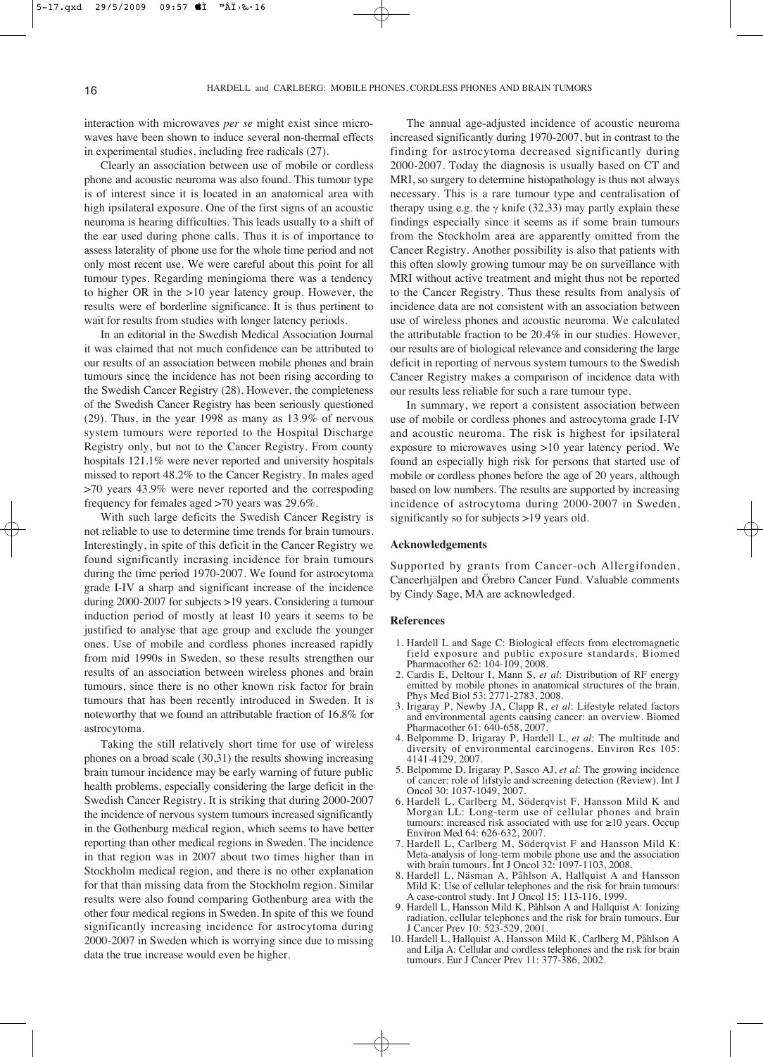interaction with microwaves *per se* might exist since microwaves have been shown to induce several non-thermal effects in experimental studies, including free radicals (27).

Clearly an association between use of mobile or cordless phone and acoustic neuroma was also found. This tumour type is of interest since it is located in an anatomical area with high ipsilateral exposure. One of the first signs of an acoustic neuroma is hearing difficulties. This leads usually to a shift of the ear used during phone calls. Thus it is of importance to assess laterality of phone use for the whole time period and not only most recent use. We were careful about this point for all tumour types. Regarding meningioma there was a tendency to higher OR in the >10 year latency group. However, the results were of borderline significance. It is thus pertinent to wait for results from studies with longer latency periods.

In an editorial in the Swedish Medical Association Journal it was claimed that not much confidence can be attributed to our results of an association between mobile phones and brain tumours since the incidence has not been rising according to the Swedish Cancer Registry (28). However, the completeness of the Swedish Cancer Registry has been seriously questioned (29). Thus, in the year 1998 as many as 13.9% of nervous system tumours were reported to the Hospital Discharge Registry only, but not to the Cancer Registry. From county hospitals 121.1% were never reported and university hospitals missed to report 48.2% to the Cancer Registry. In males aged >70 years 43.9% were never reported and the correspoding frequency for females aged >70 years was 29.6%.

With such large deficits the Swedish Cancer Registry is not reliable to use to determine time trends for brain tumours. Interestingly, in spite of this deficit in the Cancer Registry we found significantly incrasing incidence for brain tumours during the time period 1970-2007. We found for astrocytoma grade I-IV a sharp and significant increase of the incidence during 2000-2007 for subjects >19 years. Considering a tumour induction period of mostly at least 10 years it seems to be justified to analyse that age group and exclude the younger ones. Use of mobile and cordless phones increased rapidly from mid 1990s in Sweden, so these results strengthen our results of an association between wireless phones and brain tumours, since there is no other known risk factor for brain tumours that has been recently introduced in Sweden. It is noteworthy that we found an attributable fraction of 16.8% for astrocytoma.

Taking the still relatively short time for use of wireless phones on a broad scale (30,31) the results showing increasing brain tumour incidence may be early warning of future public health problems, especially considering the large deficit in the Swedish Cancer Registry. It is striking that during 2000-2007 the incidence of nervous system tumours increased significantly in the Gothenburg medical region, which seems to have better reporting than other medical regions in Sweden. The incidence in that region was in 2007 about two times higher than in Stockholm medical region, and there is no other explanation for that than missing data from the Stockholm region. Similar results were also found comparing Gothenburg area with the other four medical regions in Sweden. In spite of this we found significantly increasing incidence for astrocytoma during 2000-2007 in Sweden which is worrying since due to missing data the true increase would even be higher.

The annual age-adjusted incidence of acoustic neuroma increased significantly during 1970-2007, but in contrast to the finding for astrocytoma decreased significantly during 2000-2007. Today the diagnosis is usually based on CT and MRI, so surgery to determine histopathology is thus not always necessary. This is a rare tumour type and centralisation of therapy using e.g. the γ knife (32,33) may partly explain these findings especially since it seems as if some brain tumours from the Stockholm area are apparently omitted from the Cancer Registry. Another possibility is also that patients with this often slowly growing tumour may be on surveillance with MRI without active treatment and might thus not be reported to the Cancer Registry. Thus these results from analysis of incidence data are not consistent with an association between use of wireless phones and acoustic neuroma. We calculated the attributable fraction to be 20.4% in our studies. However, our results are of biological relevance and considering the large deficit in reporting of nervous system tumours to the Swedish Cancer Registry makes a comparison of incidence data with our results less reliable for such a rare tumour type.

In summary, we report a consistent association between use of mobile or cordless phones and astrocytoma grade I-IV and acoustic neuroma. The risk is highest for ipsilateral exposure to microwaves using >10 year latency period. We found an especially high risk for persons that started use of mobile or cordless phones before the age of 20 years, although based on low numbers. The results are supported by increasing incidence of astrocytoma during 2000-2007 in Sweden, significantly so for subjects >19 years old.

## Acknowledgements

Supported by grants from Cancer-och Allergifonden, Cancerhjälpen and Örebro Cancer Fund. Valuable comments by Cindy Sage, MA are acknowledged.

## References

1. Hardell L and Sage C: Biological effects from electromagnetic field exposure and public exposure standards. Biomed Pharmacother 62: 104-109, 2008.
2. Cardis E, Deltour I, Mann S, *et al*: Distribution of RF energy emitted by mobile phones in anatomical structures of the brain. Phys Med Biol 53: 2771-2783, 2008.
3. Irigaray P, Newby JA, Clapp R, *et al*: Lifestyle related factors and environmental agents causing cancer: an overview. Biomed Pharmacother 61: 640-658, 2007.
4. Belpomme D, Irigaray P, Hardell L, *et al*: The multitude and diversity of environmental carcinogens. Environ Res 105: 4141-4129, 2007.
5. Belpomme D, Irigaray P, Sasco AJ, *et al*: The growing incidence of cancer: role of lifstyle and screening detection (Review). Int J Oncol 30: 1037-1049, 2007.
6. Hardell L, Carlberg M, Söderqvist F, Hansson Mild K and Morgan LL: Long-term use of cellular phones and brain tumours: increased risk associated with use for ≥10 years. Occup Environ Med 64: 626-632, 2007.
7. Hardell L, Carlberg M, Söderqvist F and Hansson Mild K: Meta-analysis of long-term mobile phone use and the association with brain tumours. Int J Oncol 32: 1097-1103, 2008.
8. Hardell L, Näsman A, Påhlson A, Hallquist A and Hansson Mild K: Use of cellular telephones and the risk for brain tumours: A case-control study. Int J Oncol 15: 113-116, 1999.
9. Hardell L, Hansson Mild K, Påhlson A and Hallquist A: Ionizing radiation, cellular telephones and the risk for brain tumours. Eur J Cancer Prev 10: 523-529, 2001.
10. Hardell L, Hallquist A, Hansson Mild K, Carlberg M, Påhlson A and Lilja A: Cellular and cordless telephones and the risk for brain tumours. Eur J Cancer Prev 11: 377-386, 2002.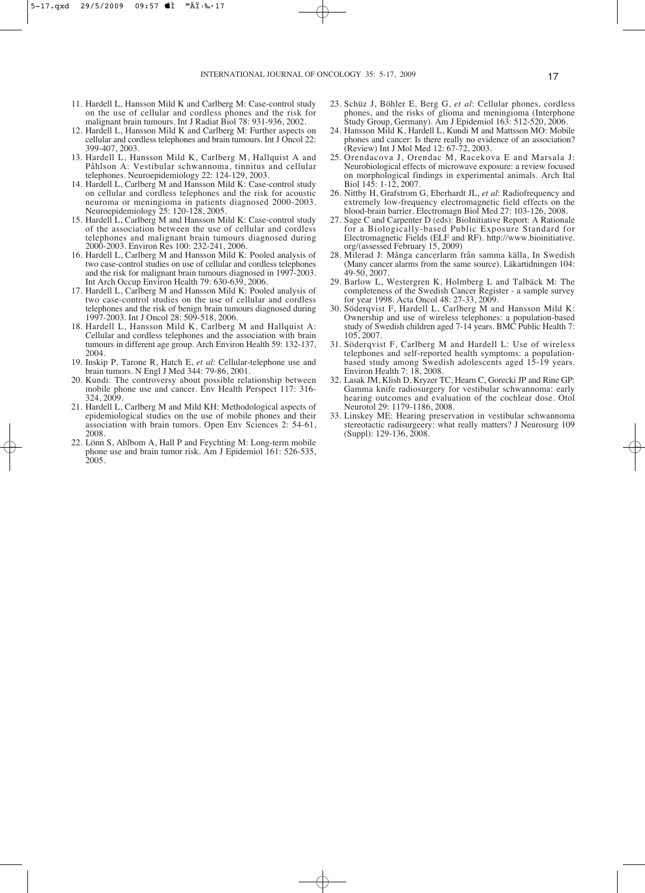11. Hardell L, Hansson Mild K and Carlberg M: Case-control study on the use of cellular and cordless phones and the risk for malignant brain tumours. Int J Radiat Biol 78: 931-936, 2002.
12. Hardell L, Hansson Mild K and Carlberg M: Further aspects on cellular and cordless telephones and brain tumours. Int J Oncol 22: 399-407, 2003.
13. Hardell L, Hansson Mild K, Carlberg M, Hallquist A and Påhlson A: Vestibular schwannoma, tinnitus and cellular telephones. Neuroepidemiology 22: 124-129, 2003.
14. Hardell L, Carlberg M and Hansson Mild K: Case-control study on cellular and cordless telephones and the risk for acoustic neuroma or meningioma in patients diagnosed 2000-2003. Neuroepidemiology 25: 120-128, 2005.
15. Hardell L, Carlberg M and Hansson Mild K: Case-control study of the association between the use of cellular and cordless telephones and malignant brain tumours diagnosed during 2000-2003. Environ Res 100: 232-241, 2006.
16. Hardell L, Carlberg M and Hansson Mild K: Pooled analysis of two case-control studies on use of cellular and cordless telephones and the risk for malignant brain tumours diagnosed in 1997-2003. Int Arch Occup Environ Health 79: 630-639, 2006.
17. Hardell L, Carlberg M and Hansson Mild K: Pooled analysis of two case-control studies on the use of cellular and cordless telephones and the risk of benign brain tumours diagnosed during 1997-2003. Int J Oncol 28: 509-518, 2006.
18. Hardell L, Hansson Mild K, Carlberg M and Hallquist A: Cellular and cordless telephones and the association with brain tumours in different age group. Arch Environ Health 59: 132-137, 2004.
19. Inskip P, Tarone R, Hatch E, *et al*: Cellular-telephone use and brain tumors. N Engl J Med 344: 79-86, 2001.
20. Kundi: The controversy about possible relationship between mobile phone use and cancer. Env Health Perspect 117: 316-324, 2009.
21. Hardell L, Carlberg M and Mild KH: Methodological aspects of epidemiological studies on the use of mobile phones and their association with brain tumors. Open Env Sciences 2: 54-61, 2008.
22. Lönn S, Ahlbom A, Hall P and Feychting M: Long-term mobile phone use and brain tumor risk. Am J Epidemiol 161: 526-535, 2005.
23. Schüz J, Böhler E, Berg G, *et al*: Cellular phones, cordless phones, and the risks of glioma and meningioma (Interphone Study Group, Germany). Am J Epidemiol 163: 512-520, 2006.
24. Hansson Mild K, Hardell L, Kundi M and Mattsson MO: Mobile phones and cancer: Is there really no evidence of an association? (Review) Int J Mol Med 12: 67-72, 2003.
25. Orendacova J, Orendac M, Racekova E and Marsala J: Neurobiological effects of microwave exposure: a review focused on morphological findings in experimental animals. Arch Ital Biol 145: 1-12, 2007.
26. Nittby H, Grafstrom G, Eberhardt JL, *et al*: Radiofrequency and extremely low-frequency electromagnetic field effects on the blood-brain barrier. Electromagn Biol Med 27: 103-126, 2008.
27. Sage C and Carpenter D (eds): BioInitiative Report: A Rationale for a Biologically-based Public Exposure Standard for Electromagnetic Fields (ELF and RF). http://www.bioinitiative.org/(assessed February 15, 2009)
28. Milerad J: Många cancerlarm från samma källa, In Swedish (Many cancer alarms from the same source). Läkartidningen 104: 49-50, 2007.
29. Barlow L, Westergren K, Holmberg L and Talbäck M: The completeness of the Swedish Cancer Register - a sample survey for year 1998. Acta Oncol 48: 27-33, 2009.
30. Söderqvist F, Hardell L, Carlberg M and Hansson Mild K: Ownership and use of wireless telephones: a population-based study of Swedish children aged 7-14 years. BMC Public Health 7: 105, 2007.
31. Söderqvist F, Carlberg M and Hardell L: Use of wireless telephones and self-reported health symptoms: a population-based study among Swedish adolescents aged 15-19 years. Environ Health 7: 18, 2008.
32. Lasak JM, Klish D, Kryzer TC, Hearn C, Gorecki JP and Rine GP: Gamma knife radiosurgery for vestibular schwannoma: early hearing outcomes and evaluation of the cochlear dose. Otol Neurotol 29: 1179-1186, 2008.
33. Linskey ME: Hearing preservation in vestibular schwannoma stereotactic radisurgeery: what really matters? J Neurosurg 109 (Suppl): 129-136, 2008.